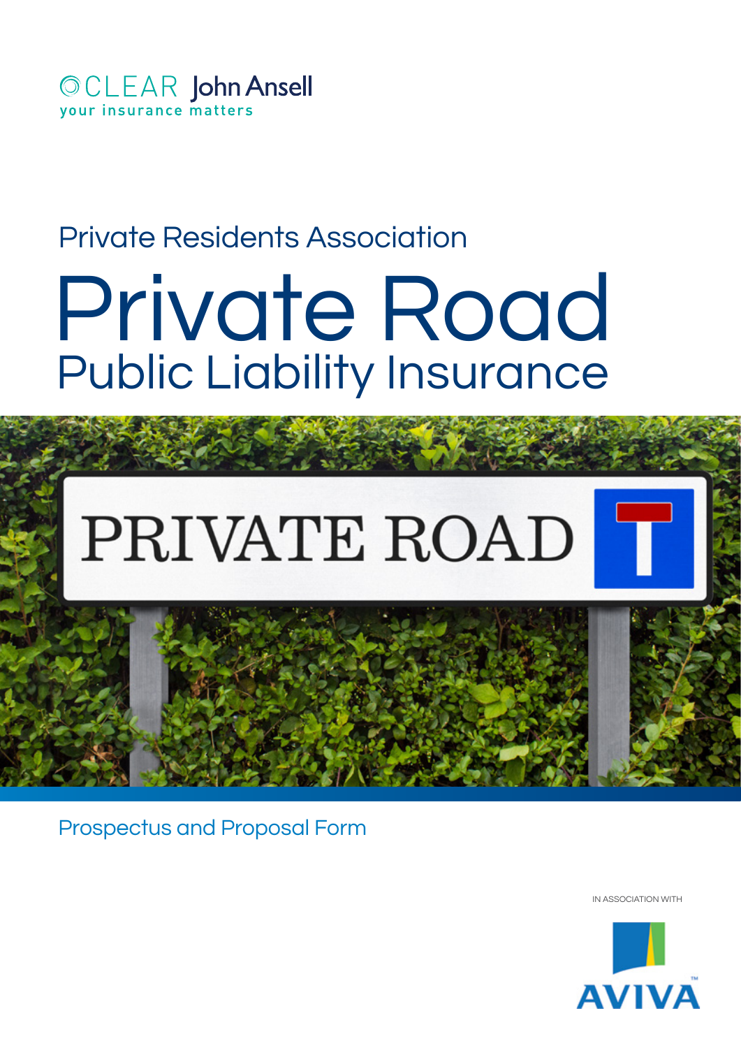CLEAR John Ansell

your insurance matters

## Private Residents Association

# Private Road

## Public Liability Insurance

Prospectus and Proposal Form

IN ASSOCIATION WITH

AVIVA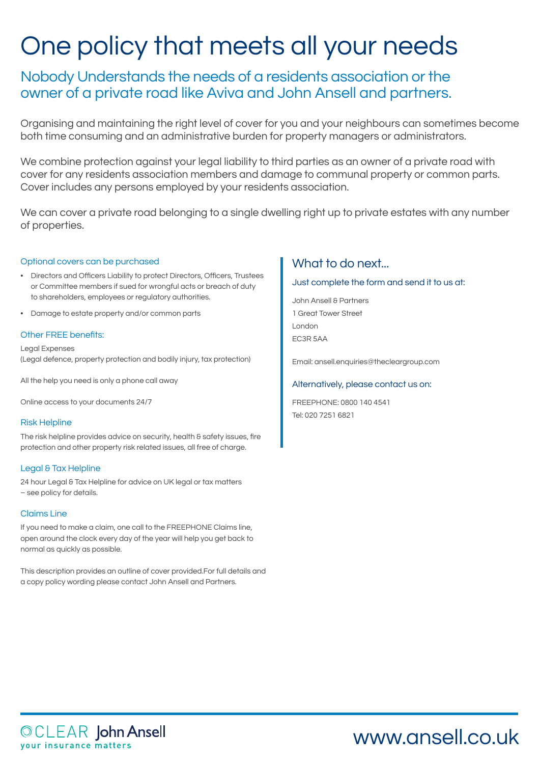# One policy that meets all your needs

## Nobody Understands the needs of a residents association or the owner of a private road like Aviva and John Ansell and partners.

Organising and maintaining the right level of cover for you and your neighbours can sometimes become both time consuming and an administrative burden for property managers or administrators.

We combine protection against your legal liability to third parties as an owner of a private road with cover for any residents association members and damage to communal property or common parts. Cover includes any persons employed by your residents association.

We can cover a private road belonging to a single dwelling right up to private estates with any number of properties.

### Optional covers can be purchased

- Directors and Officers Liability to protect Directors, Officers, Trustees or Committee members if sued for wrongful acts or breach of duty to shareholders, employees or regulatory authorities.
- Damage to estate property and/or common parts

### Other FREE benefits:

Legal Expenses
(Legal defence, property protection and bodily injury, tax protection)

All the help you need is only a phone call away

Online access to your documents 24/7

### Risk Helpline

The risk helpline provides advice on security, health & safety issues, fire protection and other property risk related issues, all free of charge.

### Legal & Tax Helpline

24 hour Legal & Tax Helpline for advice on UK legal or tax matters – see policy for details.

### Claims Line

If you need to make a claim, one call to the FREEPHONE Claims line, open around the clock every day of the year will help you get back to normal as quickly as possible.

This description provides an outline of cover provided.For full details and a copy policy wording please contact John Ansell and Partners.

## What to do next...

### Just complete the form and send it to us at:

John Ansell & Partners
1 Great Tower Street
London
EC3R 5AA

Email: ansell.enquiries@thecleargroup.com

### Alternatively, please contact us on:

FREEPHONE: 0800 140 4541
Tel: 020 7251 6821

CLEAR John Ansell
your insurance matters

www.ansell.co.uk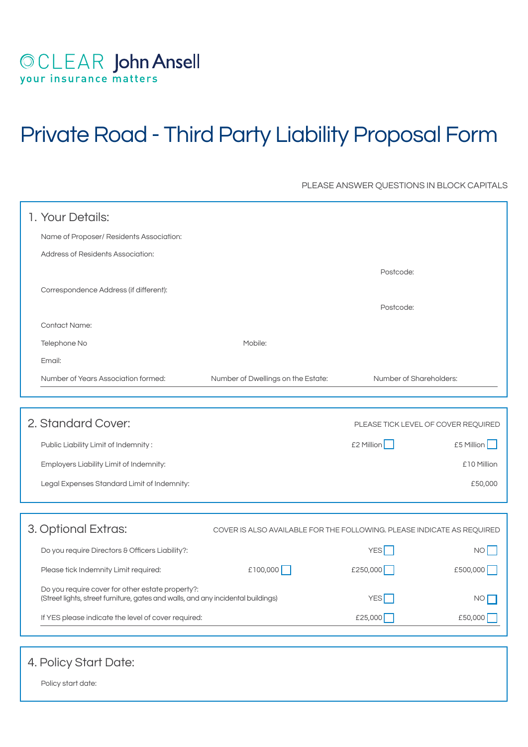CLEAR John Ansell
your insurance matters

# Private Road - Third Party Liability Proposal Form

PLEASE ANSWER QUESTIONS IN BLOCK CAPITALS

## 1. Your Details:

Name of Proposer/ Residents Association:

Address of Residents Association:

Postcode:

Correspondence Address (if different):

Postcode:

Contact Name:

Telephone No

Mobile:

Email:

Number of Years Association formed:

Number of Dwellings on the Estate:

Number of Shareholders:

## 2. Standard Cover:

PLEASE TICK LEVEL OF COVER REQUIRED

| | | |
|---|---|---|
| Public Liability Limit of Indemnity : | £2 Million ☐ | £5 Million ☐ |
| Employers Liability Limit of Indemnity: | | £10 Million |
| Legal Expenses Standard Limit of Indemnity: | | £50,000 |

## 3. Optional Extras:

COVER IS ALSO AVAILABLE FOR THE FOLLOWING. PLEASE INDICATE AS REQUIRED

| | | | |
|---|---|---|---|
| Do you require Directors & Officers Liability?: | | YES ☐ | NO ☐ |
| Please tick Indemnity Limit required: | £100,000 ☐ | £250,000 ☐ | £500,000 ☐ |
| Do you require cover for other estate property?: (Street lights, street furniture, gates and walls, and any incidental buildings) | | YES ☐ | NO ☐ |
| If YES please indicate the level of cover required: | | £25,000 ☐ | £50,000 ☐ |

## 4. Policy Start Date:

Policy start date: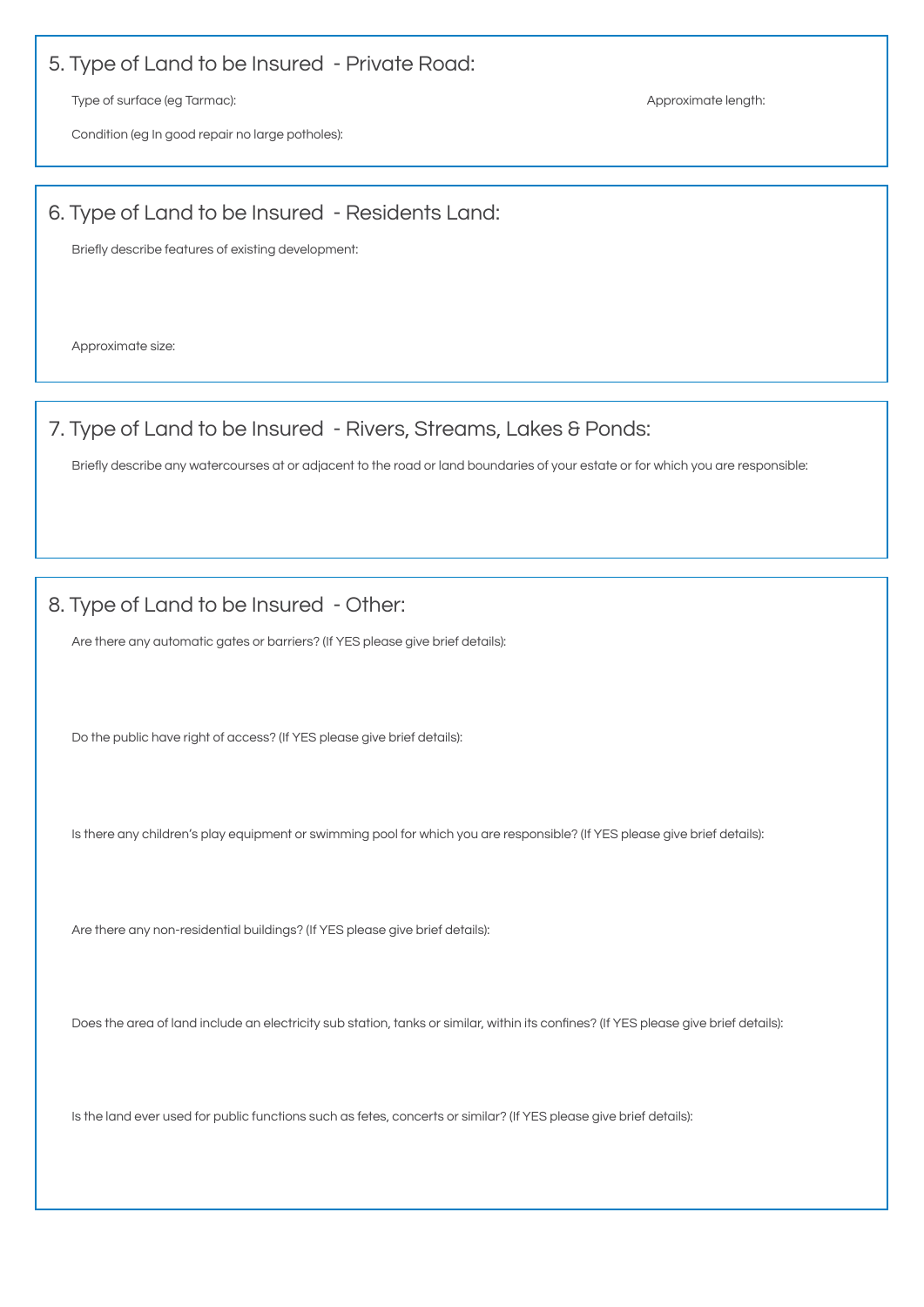## 5. Type of Land to be Insured - Private Road:

Type of surface (eg Tarmac):

Approximate length:

Condition (eg In good repair no large potholes):

## 6. Type of Land to be Insured - Residents Land:

Briefly describe features of existing development:

Approximate size:

## 7. Type of Land to be Insured - Rivers, Streams, Lakes & Ponds:

Briefly describe any watercourses at or adjacent to the road or land boundaries of your estate or for which you are responsible:

## 8. Type of Land to be Insured - Other:

Are there any automatic gates or barriers? (If YES please give brief details):

Do the public have right of access? (If YES please give brief details):

Is there any children's play equipment or swimming pool for which you are responsible? (If YES please give brief details):

Are there any non-residential buildings? (If YES please give brief details):

Does the area of land include an electricity sub station, tanks or similar, within its confines? (If YES please give brief details):

Is the land ever used for public functions such as fetes, concerts or similar? (If YES please give brief details):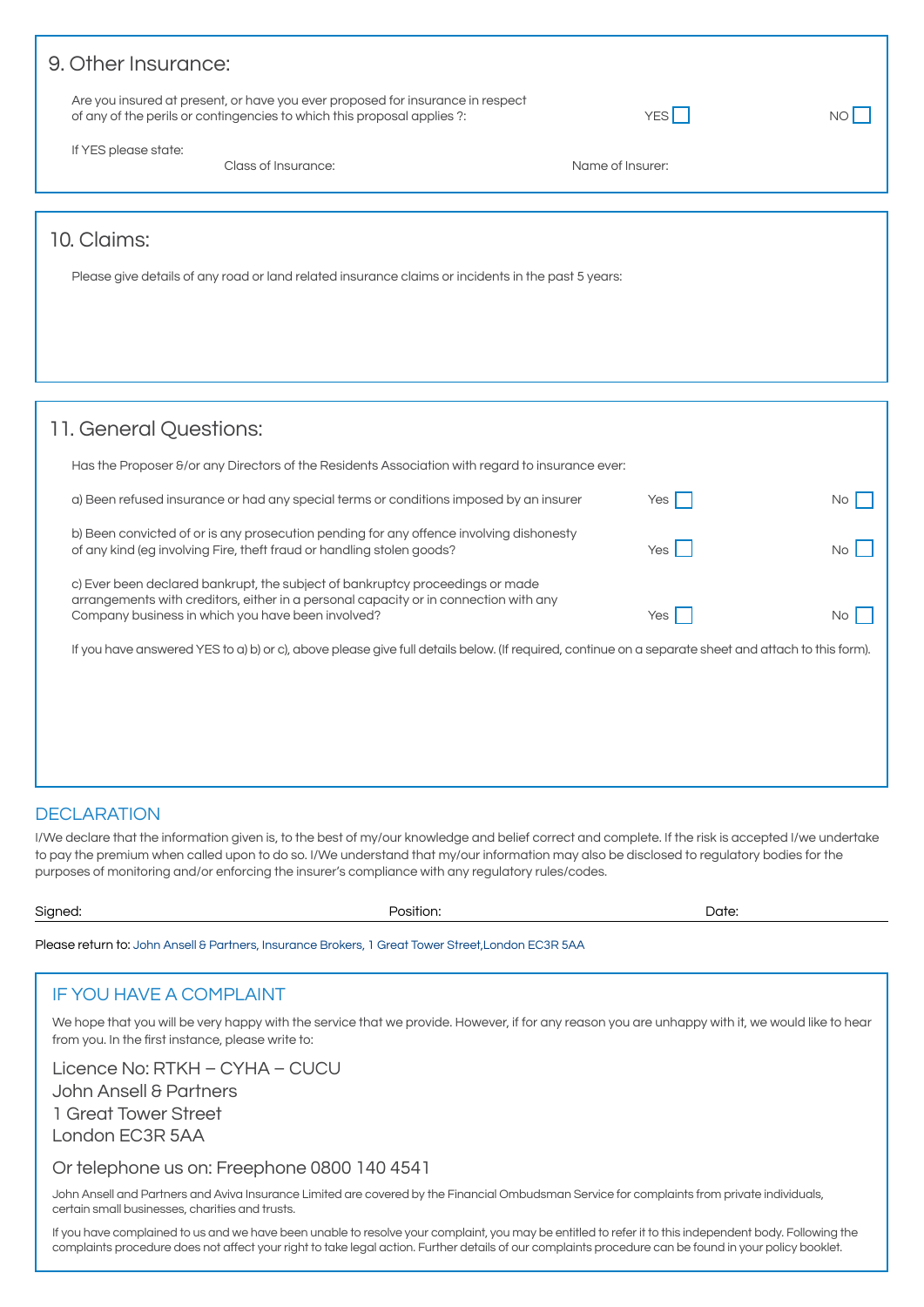## 9. Other Insurance:

Are you insured at present, or have you ever proposed for insurance in respect of any of the perils or contingencies to which this proposal applies ?: YES ☐ NO ☐

If YES please state:

Class of Insurance: Name of Insurer:

## 10. Claims:

Please give details of any road or land related insurance claims or incidents in the past 5 years:

## 11. General Questions:

Has the Proposer &/or any Directors of the Residents Association with regard to insurance ever:

a) Been refused insurance or had any special terms or conditions imposed by an insurer Yes ☐ No ☐

b) Been convicted of or is any prosecution pending for any offence involving dishonesty of any kind (eg involving Fire, theft fraud or handling stolen goods? Yes ☐ No ☐

c) Ever been declared bankrupt, the subject of bankruptcy proceedings or made arrangements with creditors, either in a personal capacity or in connection with any Company business in which you have been involved? Yes ☐ No ☐

If you have answered YES to a) b) or c), above please give full details below. (If required, continue on a separate sheet and attach to this form).

## DECLARATION

I/We declare that the information given is, to the best of my/our knowledge and belief correct and complete. If the risk is accepted I/we undertake to pay the premium when called upon to do so. I/We understand that my/our information may also be disclosed to regulatory bodies for the purposes of monitoring and/or enforcing the insurer's compliance with any regulatory rules/codes.

Signed: Position: Date:

Please return to: John Ansell & Partners, Insurance Brokers, 1 Great Tower Street,London EC3R 5AA

## IF YOU HAVE A COMPLAINT

We hope that you will be very happy with the service that we provide. However, if for any reason you are unhappy with it, we would like to hear from you. In the first instance, please write to:

Licence No: RTKH – CYHA – CUCU
John Ansell & Partners
1 Great Tower Street
London EC3R 5AA

Or telephone us on: Freephone 0800 140 4541

John Ansell and Partners and Aviva Insurance Limited are covered by the Financial Ombudsman Service for complaints from private individuals, certain small businesses, charities and trusts.

If you have complained to us and we have been unable to resolve your complaint, you may be entitled to refer it to this independent body. Following the complaints procedure does not affect your right to take legal action. Further details of our complaints procedure can be found in your policy booklet.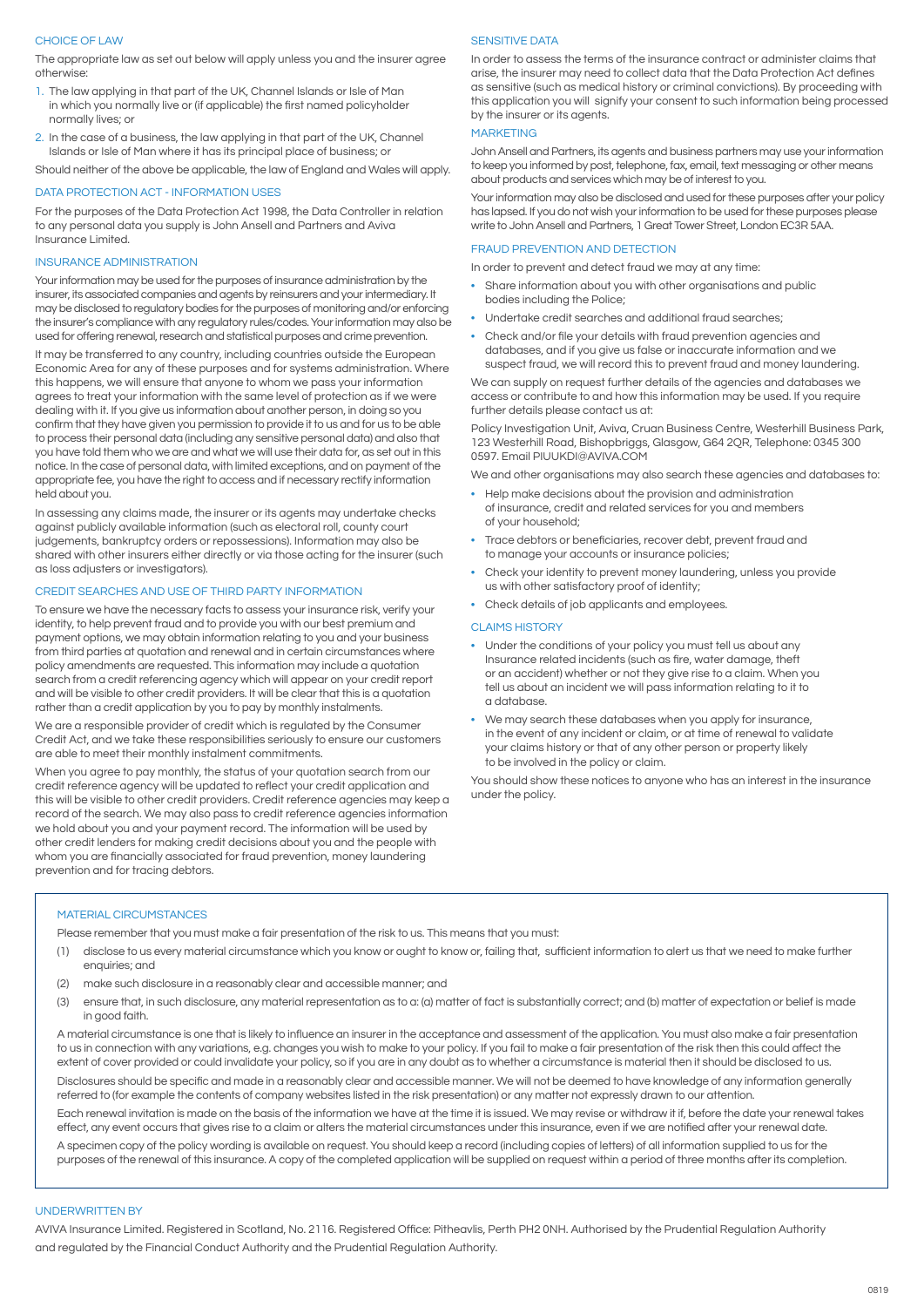## CHOICE OF LAW

The appropriate law as set out below will apply unless you and the insurer agree otherwise:

1. The law applying in that part of the UK, Channel Islands or Isle of Man in which you normally live or (if applicable) the first named policyholder normally lives; or
2. In the case of a business, the law applying in that part of the UK, Channel Islands or Isle of Man where it has its principal place of business; or

Should neither of the above be applicable, the law of England and Wales will apply.

## DATA PROTECTION ACT - INFORMATION USES

For the purposes of the Data Protection Act 1998, the Data Controller in relation to any personal data you supply is John Ansell and Partners and Aviva Insurance Limited.

## INSURANCE ADMINISTRATION

Your information may be used for the purposes of insurance administration by the insurer, its associated companies and agents by reinsurers and your intermediary. It may be disclosed to regulatory bodies for the purposes of monitoring and/or enforcing the insurer's compliance with any regulatory rules/codes. Your information may also be used for offering renewal, research and statistical purposes and crime prevention.

It may be transferred to any country, including countries outside the European Economic Area for any of these purposes and for systems administration. Where this happens, we will ensure that anyone to whom we pass your information agrees to treat your information with the same level of protection as if we were dealing with it. If you give us information about another person, in doing so you confirm that they have given you permission to provide it to us and for us to be able to process their personal data (including any sensitive personal data) and also that you have told them who we are and what we will use their data for, as set out in this notice. In the case of personal data, with limited exceptions, and on payment of the appropriate fee, you have the right to access and if necessary rectify information held about you.

In assessing any claims made, the insurer or its agents may undertake checks against publicly available information (such as electoral roll, county court judgements, bankruptcy orders or repossessions). Information may also be shared with other insurers either directly or via those acting for the insurer (such as loss adjusters or investigators).

## CREDIT SEARCHES AND USE OF THIRD PARTY INFORMATION

To ensure we have the necessary facts to assess your insurance risk, verify your identity, to help prevent fraud and to provide you with our best premium and payment options, we may obtain information relating to you and your business from third parties at quotation and renewal and in certain circumstances where policy amendments are requested. This information may include a quotation search from a credit referencing agency which will appear on your credit report and will be visible to other credit providers. It will be clear that this is a quotation rather than a credit application by you to pay by monthly instalments.

We are a responsible provider of credit which is regulated by the Consumer Credit Act, and we take these responsibilities seriously to ensure our customers are able to meet their monthly instalment commitments.

When you agree to pay monthly, the status of your quotation search from our credit reference agency will be updated to reflect your credit application and this will be visible to other credit providers. Credit reference agencies may keep a record of the search. We may also pass to credit reference agencies information we hold about you and your payment record. The information will be used by other credit lenders for making credit decisions about you and the people with whom you are financially associated for fraud prevention, money laundering prevention and for tracing debtors.

## SENSITIVE DATA

In order to assess the terms of the insurance contract or administer claims that arise, the insurer may need to collect data that the Data Protection Act defines as sensitive (such as medical history or criminal convictions). By proceeding with this application you will signify your consent to such information being processed by the insurer or its agents.

## MARKETING

John Ansell and Partners, its agents and business partners may use your information to keep you informed by post, telephone, fax, email, text messaging or other means about products and services which may be of interest to you.

Your information may also be disclosed and used for these purposes after your policy has lapsed. If you do not wish your information to be used for these purposes please write to John Ansell and Partners, 1 Great Tower Street, London EC3R 5AA.

## FRAUD PREVENTION AND DETECTION

In order to prevent and detect fraud we may at any time:

- Share information about you with other organisations and public bodies including the Police;
- Undertake credit searches and additional fraud searches;
- Check and/or file your details with fraud prevention agencies and databases, and if you give us false or inaccurate information and we suspect fraud, we will record this to prevent fraud and money laundering.

We can supply on request further details of the agencies and databases we access or contribute to and how this information may be used. If you require further details please contact us at:

Policy Investigation Unit, Aviva, Cruan Business Centre, Westerhill Business Park, 123 Westerhill Road, Bishopbriggs, Glasgow, G64 2QR, Telephone: 0345 300 0597. Email PIUUKDI@AVIVA.COM

We and other organisations may also search these agencies and databases to:

- Help make decisions about the provision and administration of insurance, credit and related services for you and members of your household;
- Trace debtors or beneficiaries, recover debt, prevent fraud and to manage your accounts or insurance policies;
- Check your identity to prevent money laundering, unless you provide us with other satisfactory proof of identity;
- Check details of job applicants and employees.

## CLAIMS HISTORY

- Under the conditions of your policy you must tell us about any Insurance related incidents (such as fire, water damage, theft or an accident) whether or not they give rise to a claim. When you tell us about an incident we will pass information relating to it to a database.
- We may search these databases when you apply for insurance, in the event of any incident or claim, or at time of renewal to validate your claims history or that of any other person or property likely to be involved in the policy or claim.

You should show these notices to anyone who has an interest in the insurance under the policy.

## MATERIAL CIRCUMSTANCES

Please remember that you must make a fair presentation of the risk to us. This means that you must:

(1) disclose to us every material circumstance which you know or ought to know or, failing that, sufficient information to alert us that we need to make further enquiries; and

(2) make such disclosure in a reasonably clear and accessible manner; and

(3) ensure that, in such disclosure, any material representation as to a: (a) matter of fact is substantially correct; and (b) matter of expectation or belief is made in good faith.

A material circumstance is one that is likely to influence an insurer in the acceptance and assessment of the application. You must also make a fair presentation to us in connection with any variations, e.g. changes you wish to make to your policy. If you fail to make a fair presentation of the risk then this could affect the extent of cover provided or could invalidate your policy, so if you are in any doubt as to whether a circumstance is material then it should be disclosed to us.

Disclosures should be specific and made in a reasonably clear and accessible manner. We will not be deemed to have knowledge of any information generally referred to (for example the contents of company websites listed in the risk presentation) or any matter not expressly drawn to our attention.

Each renewal invitation is made on the basis of the information we have at the time it is issued. We may revise or withdraw it if, before the date your renewal takes effect, any event occurs that gives rise to a claim or alters the material circumstances under this insurance, even if we are notified after your renewal date.

A specimen copy of the policy wording is available on request. You should keep a record (including copies of letters) of all information supplied to us for the purposes of the renewal of this insurance. A copy of the completed application will be supplied on request within a period of three months after its completion.

## UNDERWRITTEN BY

AVIVA Insurance Limited. Registered in Scotland, No. 2116. Registered Office: Pitheavlis, Perth PH2 0NH. Authorised by the Prudential Regulation Authority and regulated by the Financial Conduct Authority and the Prudential Regulation Authority.

0819